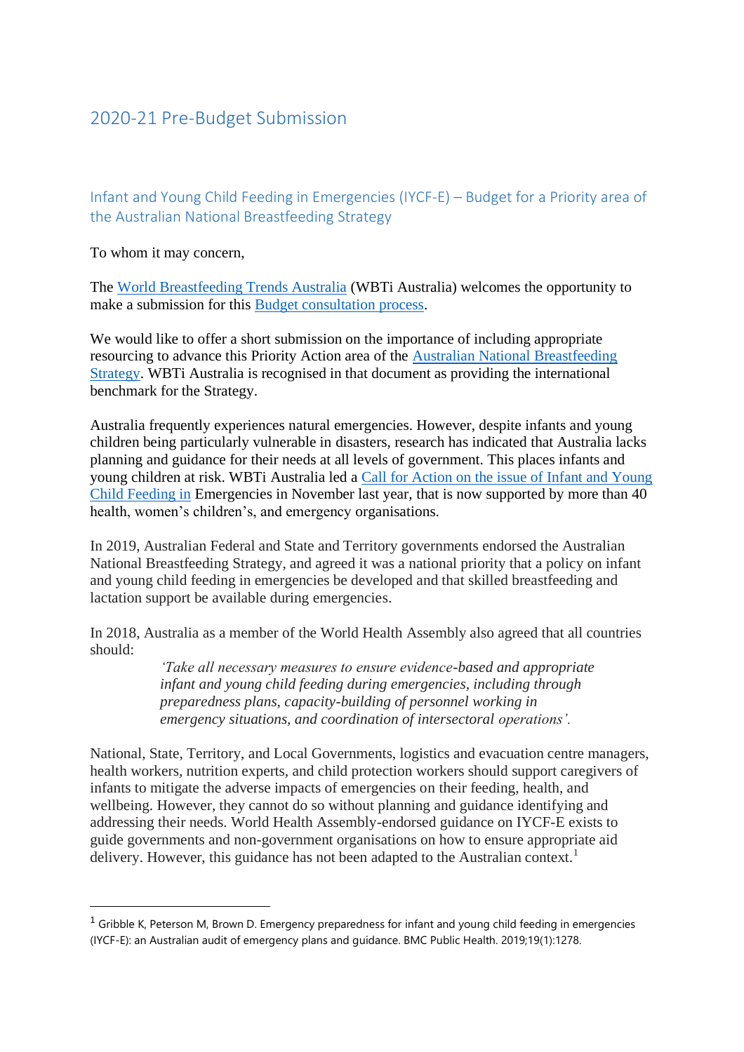# 2020-21 Pre-Budget Submission

## Infant and Young Child Feeding in Emergencies (IYCF-E) – Budget for a Priority area of the Australian National Breastfeeding Strategy

To whom it may concern,

The World Breastfeeding Trends Australia (WBTi Australia) welcomes the opportunity to make a submission for this Budget consultation process.

We would like to offer a short submission on the importance of including appropriate resourcing to advance this Priority Action area of the Australian National Breastfeeding Strategy. WBTi Australia is recognised in that document as providing the international benchmark for the Strategy.

Australia frequently experiences natural emergencies. However, despite infants and young children being particularly vulnerable in disasters, research has indicated that Australia lacks planning and guidance for their needs at all levels of government. This places infants and young children at risk. WBTi Australia led a Call for Action on the issue of Infant and Young Child Feeding in Emergencies in November last year, that is now supported by more than 40 health, women's children's, and emergency organisations.

In 2019, Australian Federal and State and Territory governments endorsed the Australian National Breastfeeding Strategy, and agreed it was a national priority that a policy on infant and young child feeding in emergencies be developed and that skilled breastfeeding and lactation support be available during emergencies.

In 2018, Australia as a member of the World Health Assembly also agreed that all countries should:

> *'Take all necessary measures to ensure evidence-based and appropriate infant and young child feeding during emergencies, including through preparedness plans, capacity-building of personnel working in emergency situations, and coordination of intersectoral operations'.*

National, State, Territory, and Local Governments, logistics and evacuation centre managers, health workers, nutrition experts, and child protection workers should support caregivers of infants to mitigate the adverse impacts of emergencies on their feeding, health, and wellbeing. However, they cannot do so without planning and guidance identifying and addressing their needs. World Health Assembly-endorsed guidance on IYCF-E exists to guide governments and non-government organisations on how to ensure appropriate aid delivery. However, this guidance has not been adapted to the Australian context.[1]

---

[1] Gribble K, Peterson M, Brown D. Emergency preparedness for infant and young child feeding in emergencies (IYCF-E): an Australian audit of emergency plans and guidance. BMC Public Health. 2019;19(1):1278.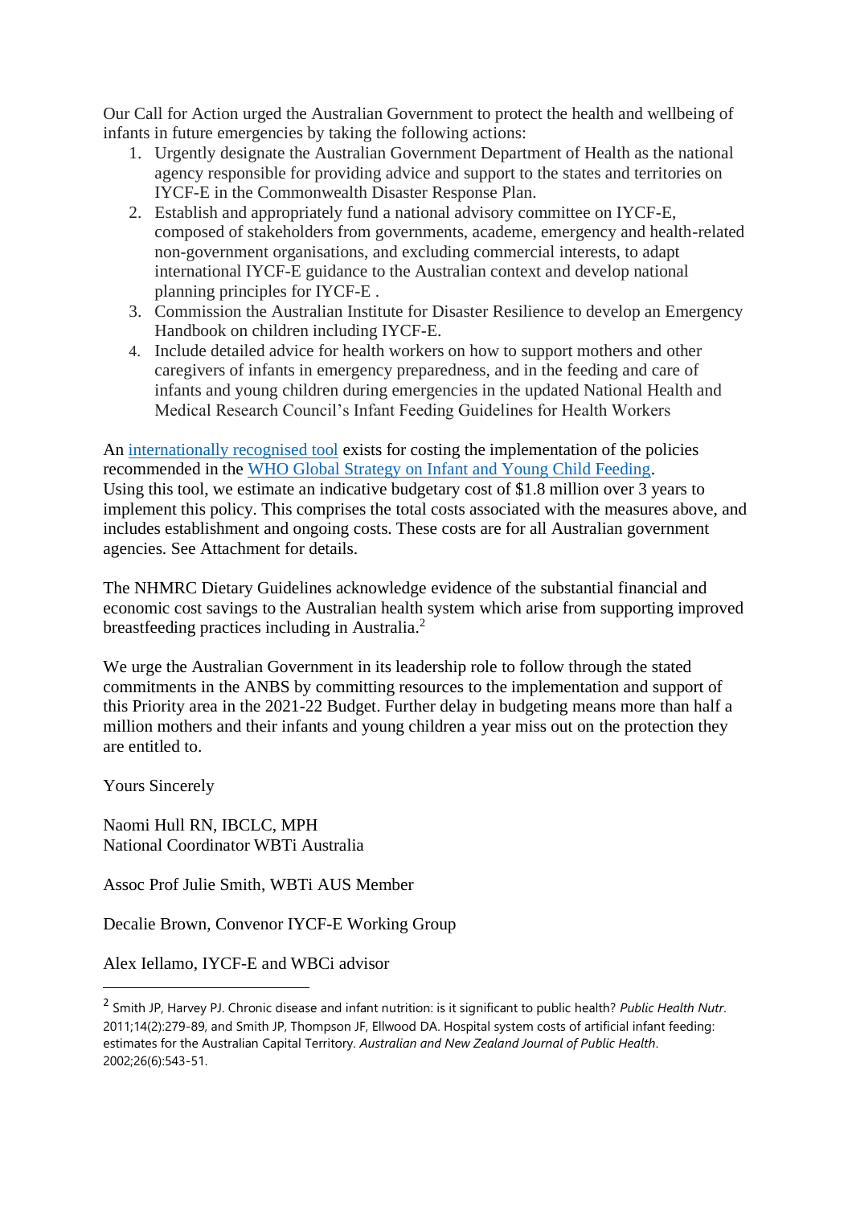Our Call for Action urged the Australian Government to protect the health and wellbeing of infants in future emergencies by taking the following actions:

1. Urgently designate the Australian Government Department of Health as the national agency responsible for providing advice and support to the states and territories on IYCF-E in the Commonwealth Disaster Response Plan.
2. Establish and appropriately fund a national advisory committee on IYCF-E, composed of stakeholders from governments, academe, emergency and health-related non-government organisations, and excluding commercial interests, to adapt international IYCF-E guidance to the Australian context and develop national planning principles for IYCF-E .
3. Commission the Australian Institute for Disaster Resilience to develop an Emergency Handbook on children including IYCF-E.
4. Include detailed advice for health workers on how to support mothers and other caregivers of infants in emergency preparedness, and in the feeding and care of infants and young children during emergencies in the updated National Health and Medical Research Council's Infant Feeding Guidelines for Health Workers

An [internationally recognised tool] exists for costing the implementation of the policies recommended in the [WHO Global Strategy on Infant and Young Child Feeding].
Using this tool, we estimate an indicative budgetary cost of $1.8 million over 3 years to implement this policy. This comprises the total costs associated with the measures above, and includes establishment and ongoing costs. These costs are for all Australian government agencies. See Attachment for details.

The NHMRC Dietary Guidelines acknowledge evidence of the substantial financial and economic cost savings to the Australian health system which arise from supporting improved breastfeeding practices including in Australia.[2]

We urge the Australian Government in its leadership role to follow through the stated commitments in the ANBS by committing resources to the implementation and support of this Priority area in the 2021-22 Budget. Further delay in budgeting means more than half a million mothers and their infants and young children a year miss out on the protection they are entitled to.

Yours Sincerely

Naomi Hull RN, IBCLC, MPH
National Coordinator WBTi Australia

Assoc Prof Julie Smith, WBTi AUS Member

Decalie Brown, Convenor IYCF-E Working Group

Alex Iellamo, IYCF-E and WBCi advisor

---

[2] Smith JP, Harvey PJ. Chronic disease and infant nutrition: is it significant to public health? *Public Health Nutr*. 2011;14(2):279-89, and Smith JP, Thompson JF, Ellwood DA. Hospital system costs of artificial infant feeding: estimates for the Australian Capital Territory. *Australian and New Zealand Journal of Public Health*. 2002;26(6):543-51.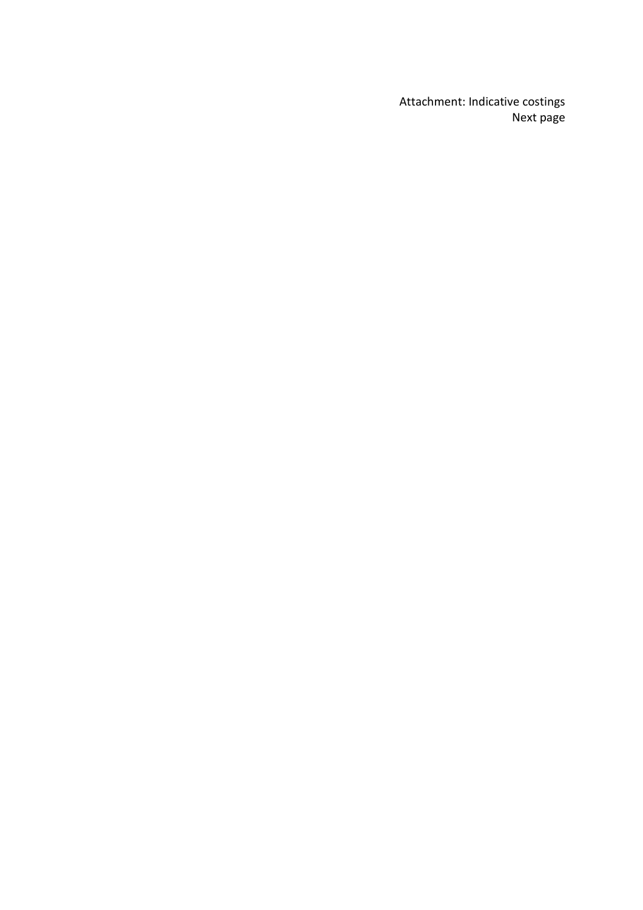Attachment: Indicative costings
Next page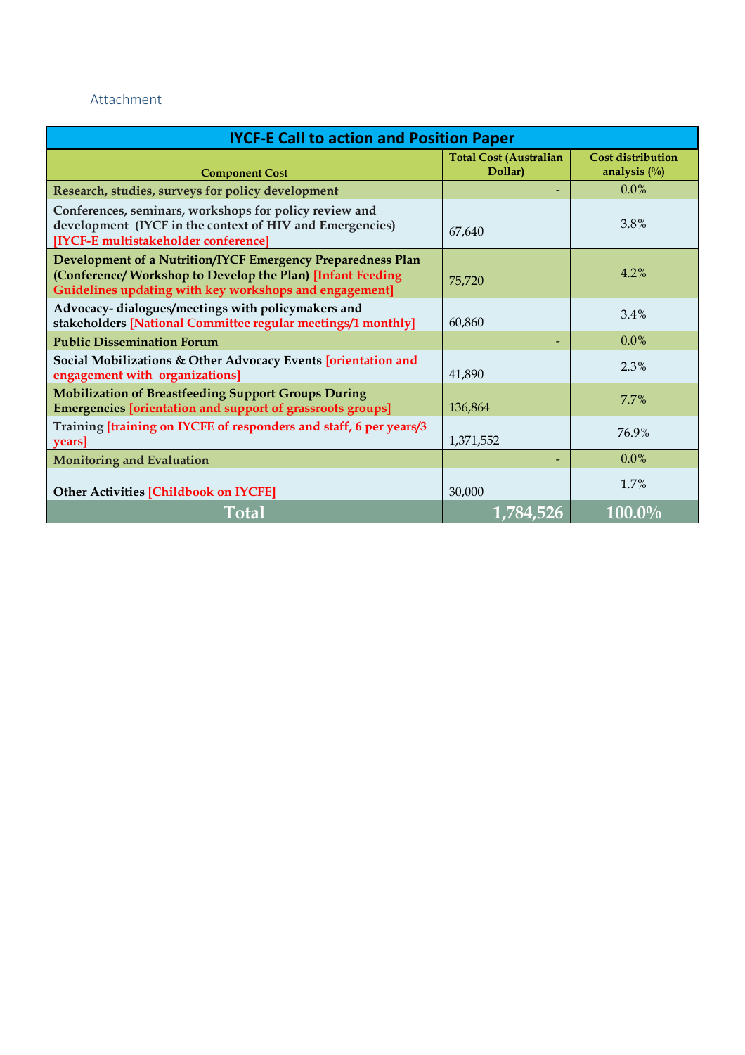Attachment

| IYCF-E Call to action and Position Paper | | |
|---|---|---|
| Component Cost | Total Cost (Australian Dollar) | Cost distribution analysis (%) |
| Research, studies, surveys for policy development | - | 0.0% |
| Conferences, seminars, workshops for policy review and development (IYCF in the context of HIV and Emergencies) [IYCF-E multistakeholder conference] | 67,640 | 3.8% |
| Development of a Nutrition/IYCF Emergency Preparedness Plan (Conference/ Workshop to Develop the Plan) [Infant Feeding Guidelines updating with key workshops and engagement] | 75,720 | 4.2% |
| Advocacy- dialogues/meetings with policymakers and stakeholders [National Committee regular meetings/1 monthly] | 60,860 | 3.4% |
| Public Dissemination Forum | - | 0.0% |
| Social Mobilizations & Other Advocacy Events [orientation and engagement with organizations] | 41,890 | 2.3% |
| Mobilization of Breastfeeding Support Groups During Emergencies [orientation and support of grassroots groups] | 136,864 | 7.7% |
| Training [training on IYCFE of responders and staff, 6 per years/3 years] | 1,371,552 | 76.9% |
| Monitoring and Evaluation | - | 0.0% |
| Other Activities [Childbook on IYCFE] | 30,000 | 1.7% |
| **Total** | **1,784,526** | **100.0%** |